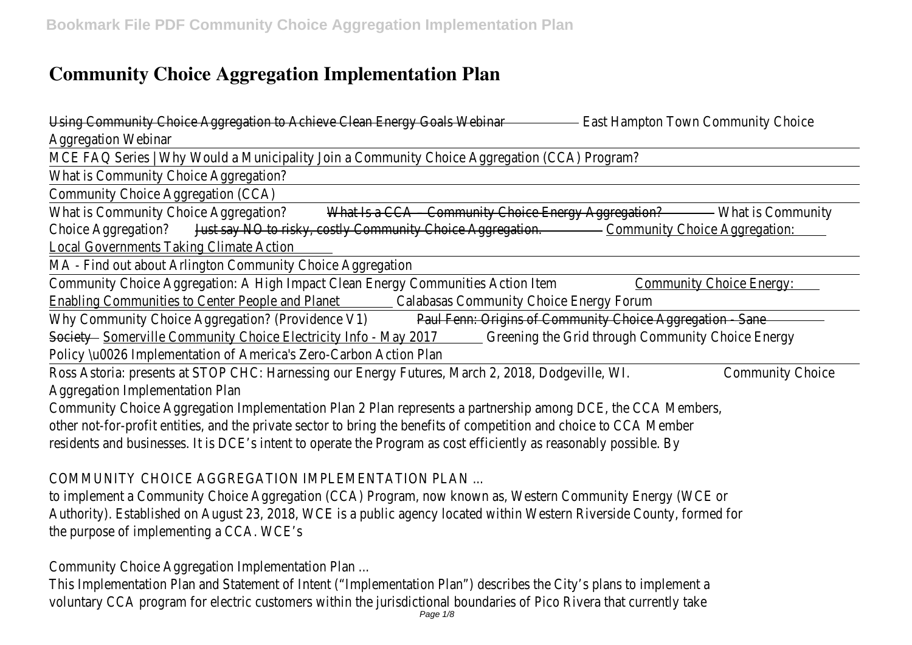# Community Choice Aggregation Implementation Plan

Using Community Choice Aggregation to Achieve Clean Energy Goals Webinar East Hampton Town Community Choice Aggregation Webinar

MCE FAQ Series | Why Would a Municipality Join a Community Choice Aggregation (CCA) Program?

What is Community Choice Aggregation?

Community Choice Aggregation (CCA)

What is Community Choice Aggregation? What Is a CCA – Community Choice Energy Aggregation? What is Community Choice Aggregation? Just say NO to risky, costly Community Choice Aggregation. Community Choice Aggregation: Local Governments Taking Climate Action

MA - Find out about Arlington Community Choice Aggregation

Community Choice Aggregation: A High Impact Clean Energy Communities Action Item Community Choice Energy: Enabling Communities to Center People and Planet Calabasas Community Choice Energy Forum

Why Community Choice Aggregation? (Providence V1) Paul Fenn: Origins of Community Choice Aggregation - Sane Society Somerville Community Choice Electricity Info - May 2017 Greening the Grid through Community Choice Energy Policy \u0026 Implementation of America's Zero-Carbon Action Plan

Ross Astoria: presents at STOP CHC: Harnessing our Energy Futures, March 2, 2018, Dodgeville, WI. Community Choice Aggregation Implementation Plan

Community Choice Aggregation Implementation Plan 2 Plan represents a partnership among DCE, the CCA Members, other not-for-profit entities, and the private sector to bring the benefits of competition and choice to CCA Member residents and businesses. It is DCE's intent to operate the Program as cost efficiently as reasonably possible. By

COMMUNITY CHOICE AGGREGATION IMPLEMENTATION PLAN ...

to implement a Community Choice Aggregation (CCA) Program, now known as, Western Community Energy (WCE or Authority). Established on August 23, 2018, WCE is a public agency located within Western Riverside County, formed for the purpose of implementing a CCA. WCE's

Community Choice Aggregation Implementation Plan ...

This Implementation Plan and Statement of Intent ("Implementation Plan") describes the City's plans to implement a voluntary CCA program for electric customers within the jurisdictional boundaries of Pico Rivera that currently take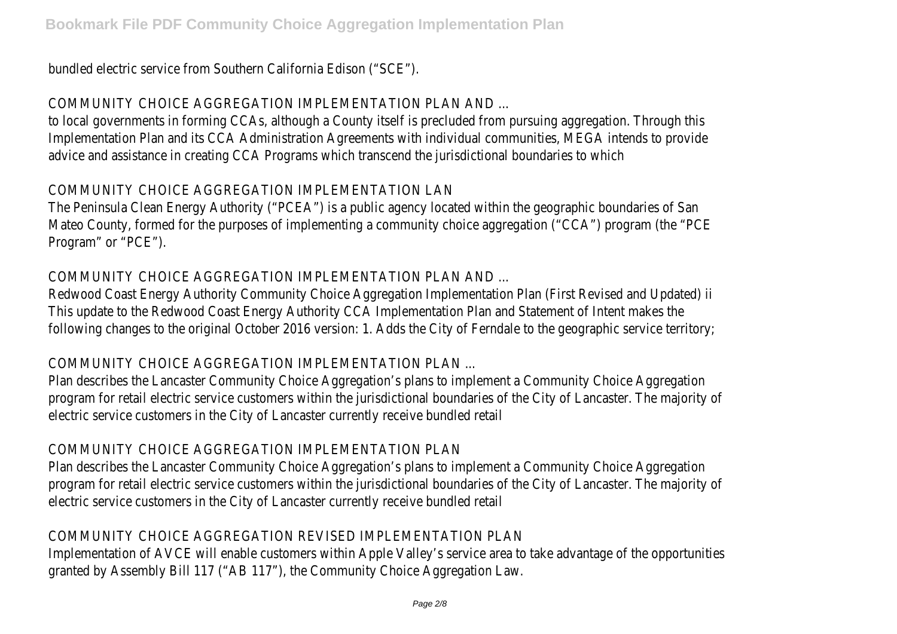bundled electric service from Southern California Edison ("SCE").

## COMMUNITY CHOICE AGGREGATION IMPLEMENTATION PLAN AND ...

to local governments in forming CCAs, although a County itself is precluded from pursuing aggregation. Through this Implementation Plan and its CCA Administration Agreements with individual communities, MEGA intends to provide advice and assistance in creating CCA Programs which transcend the jurisdictional boundaries to which

## COMMUNITY CHOICE AGGREGATION IMPLEMENTATION LAN

The Peninsula Clean Energy Authority ("PCEA") is a public agency located within the geographic boundaries of San Mateo County, formed for the purposes of implementing a community choice aggregation ("CCA") program (the "PCE Program" or "PCE").

## COMMUNITY CHOICE AGGREGATION IMPLEMENTATION PLAN AND ...

Redwood Coast Energy Authority Community Choice Aggregation Implementation Plan (First Revised and Updated) ii This update to the Redwood Coast Energy Authority CCA Implementation Plan and Statement of Intent makes the following changes to the original October 2016 version: 1. Adds the City of Ferndale to the geographic service territory;

## COMMUNITY CHOICE AGGREGATION IMPLEMENTATION PLAN ...

Plan describes the Lancaster Community Choice Aggregation's plans to implement a Community Choice Aggregation program for retail electric service customers within the jurisdictional boundaries of the City of Lancaster. The majority of electric service customers in the City of Lancaster currently receive bundled retail

## COMMUNITY CHOICE AGGREGATION IMPLEMENTATION PLAN

Plan describes the Lancaster Community Choice Aggregation's plans to implement a Community Choice Aggregation program for retail electric service customers within the jurisdictional boundaries of the City of Lancaster. The majority of electric service customers in the City of Lancaster currently receive bundled retail

## COMMUNITY CHOICE AGGREGATION REVISED IMPLEMENTATION PLAN

Implementation of AVCE will enable customers within Apple Valley's service area to take advantage of the opportunities granted by Assembly Bill 117 ("AB 117"), the Community Choice Aggregation Law.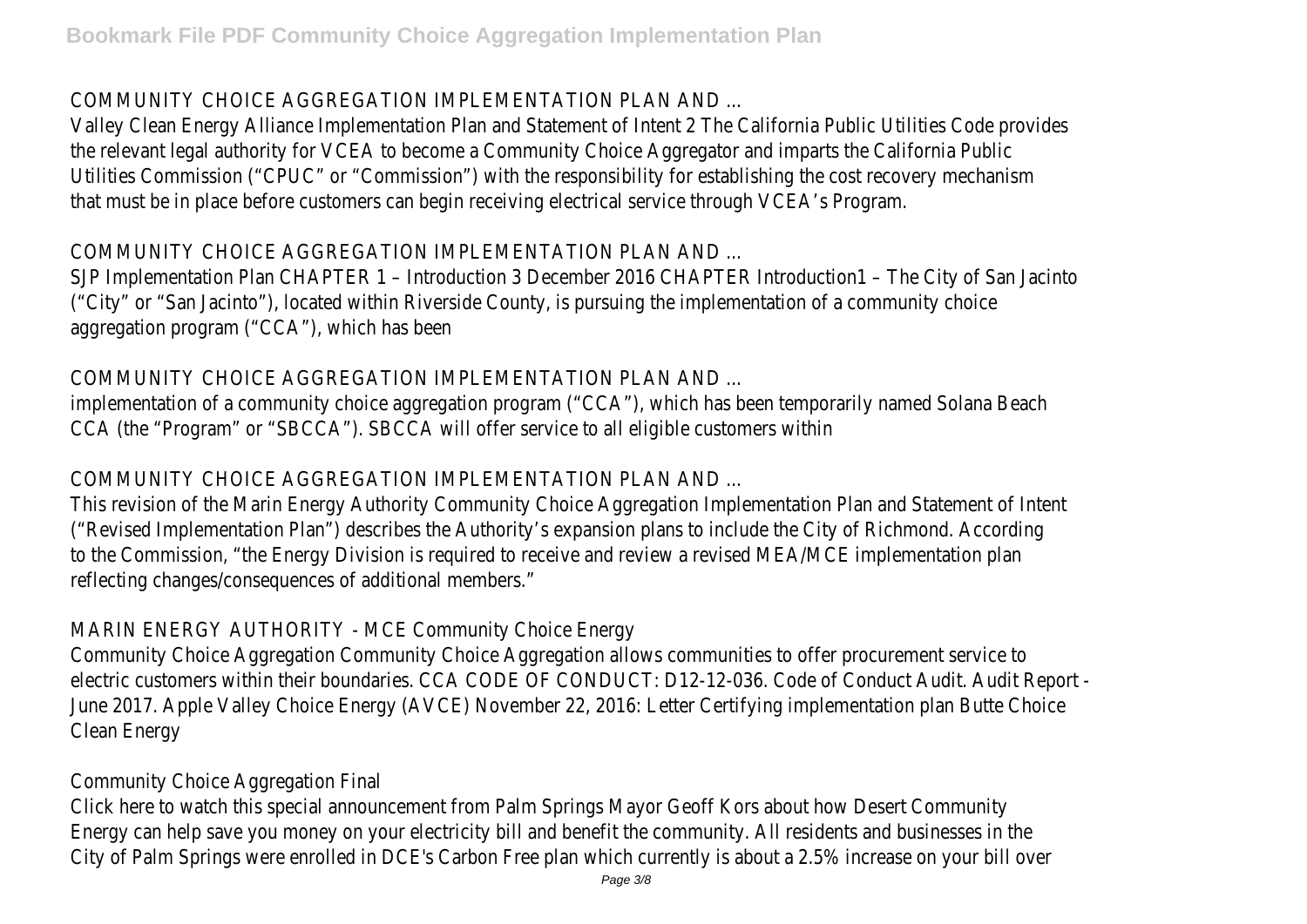COMMUNITY CHOICE AGGREGATION IMPLEMENTATION PLAN AND ...

Valley Clean Energy Alliance Implementation Plan and Statement of Intent 2 The California Public Utilities Code provides the relevant legal authority for VCEA to become a Community Choice Aggregator and imparts the California Public Utilities Commission ("CPUC" or "Commission") with the responsibility for establishing the cost recovery mechanism that must be in place before customers can begin receiving electrical service through VCEA's Program.

COMMUNITY CHOICE AGGREGATION IMPLEMENTATION PLAN AND ...

SJP Implementation Plan CHAPTER 1 – Introduction 3 December 2016 CHAPTER Introduction1 – The City of San Jacinto ("City" or "San Jacinto"), located within Riverside County, is pursuing the implementation of a community choice aggregation program ("CCA"), which has been

COMMUNITY CHOICE AGGREGATION IMPLEMENTATION PLAN AND ...

implementation of a community choice aggregation program ("CCA"), which has been temporarily named Solana Beach CCA (the "Program" or "SBCCA"). SBCCA will offer service to all eligible customers within

COMMUNITY CHOICE AGGREGATION IMPLEMENTATION PLAN AND ...

This revision of the Marin Energy Authority Community Choice Aggregation Implementation Plan and Statement of Intent ("Revised Implementation Plan") describes the Authority's expansion plans to include the City of Richmond. According to the Commission, "the Energy Division is required to receive and review a revised MEA/MCE implementation plan reflecting changes/consequences of additional members."

MARIN ENERGY AUTHORITY - MCE Community Choice Energy

Community Choice Aggregation Community Choice Aggregation allows communities to offer procurement service to electric customers within their boundaries. CCA CODE OF CONDUCT: D12-12-036. Code of Conduct Audit. Audit Report - June 2017. Apple Valley Choice Energy (AVCE) November 22, 2016: Letter Certifying implementation plan Butte Choice Clean Energy

Community Choice Aggregation Final

Click here to watch this special announcement from Palm Springs Mayor Geoff Kors about how Desert Community Energy can help save you money on your electricity bill and benefit the community. All residents and businesses in the City of Palm Springs were enrolled in DCE's Carbon Free plan which currently is about a 2.5% increase on your bill over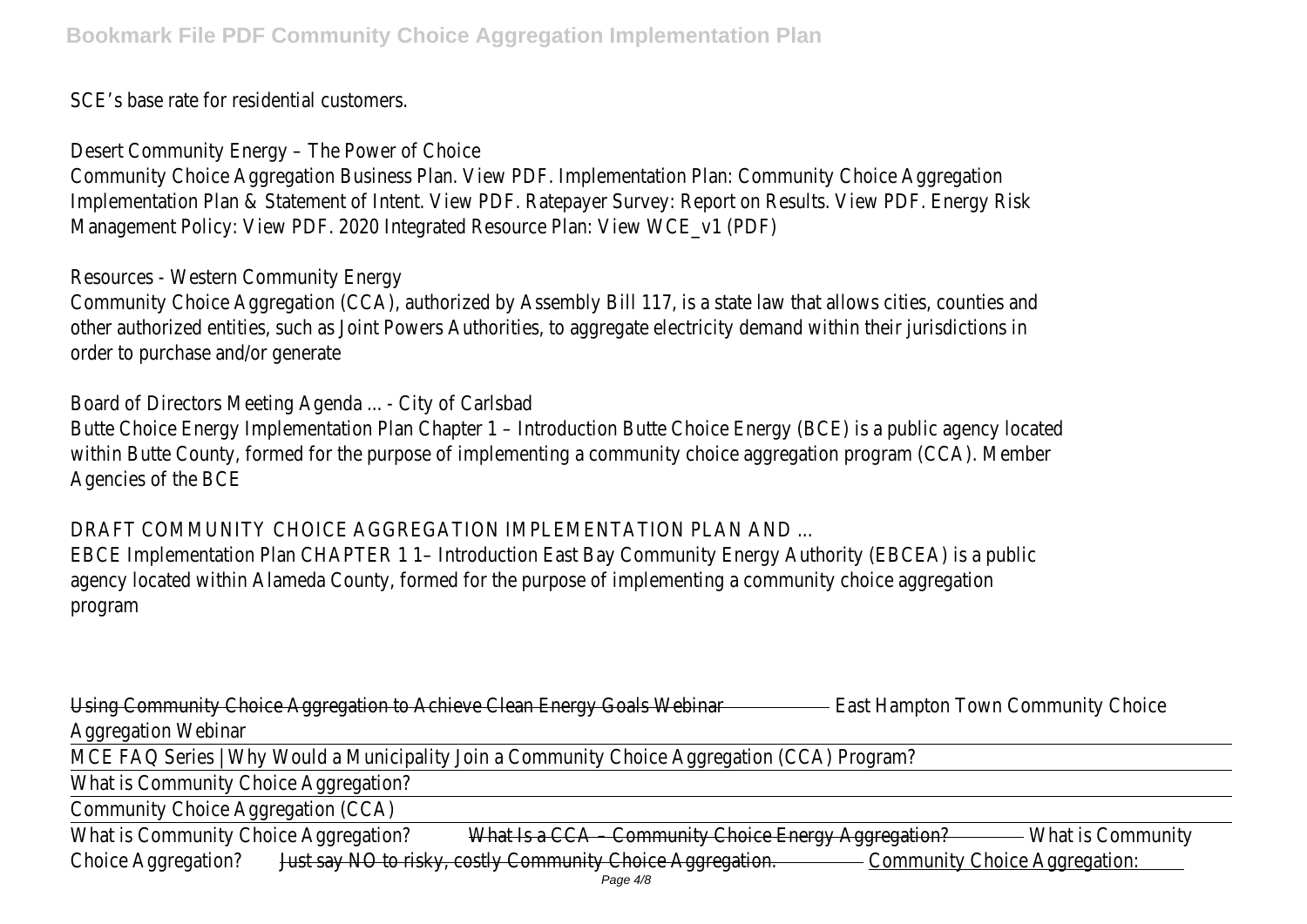SCE's base rate for residential customers.

Desert Community Energy – The Power of Choice

Community Choice Aggregation Business Plan. View PDF. Implementation Plan: Community Choice Aggregation Implementation Plan & Statement of Intent. View PDF. Ratepayer Survey: Report on Results. View PDF. Energy Risk Management Policy: View PDF. 2020 Integrated Resource Plan: View WCE_v1 (PDF)

Resources - Western Community Energy

Community Choice Aggregation (CCA), authorized by Assembly Bill 117, is a state law that allows cities, counties and other authorized entities, such as Joint Powers Authorities, to aggregate electricity demand within their jurisdictions in order to purchase and/or generate

Board of Directors Meeting Agenda ... - City of Carlsbad

Butte Choice Energy Implementation Plan Chapter 1 – Introduction Butte Choice Energy (BCE) is a public agency located within Butte County, formed for the purpose of implementing a community choice aggregation program (CCA). Member Agencies of the BCE

DRAFT COMMUNITY CHOICE AGGREGATION IMPLEMENTATION PLAN AND ...

EBCE Implementation Plan CHAPTER 1 1– Introduction East Bay Community Energy Authority (EBCEA) is a public agency located within Alameda County, formed for the purpose of implementing a community choice aggregation program

Using Community Choice Aggregation to Achieve Clean Energy Goals Webinar East Hampton Town Community Choice Aggregation Webinar

MCE FAQ Series | Why Would a Municipality Join a Community Choice Aggregation (CCA) Program?

What is Community Choice Aggregation?

Community Choice Aggregation (CCA)

What is Community Choice Aggregation? What Is a CCA – Community Choice Energy Aggregation? What is Community Choice Aggregation? Just say NO to risky, costly Community Choice Aggregation. Community Choice Aggregation: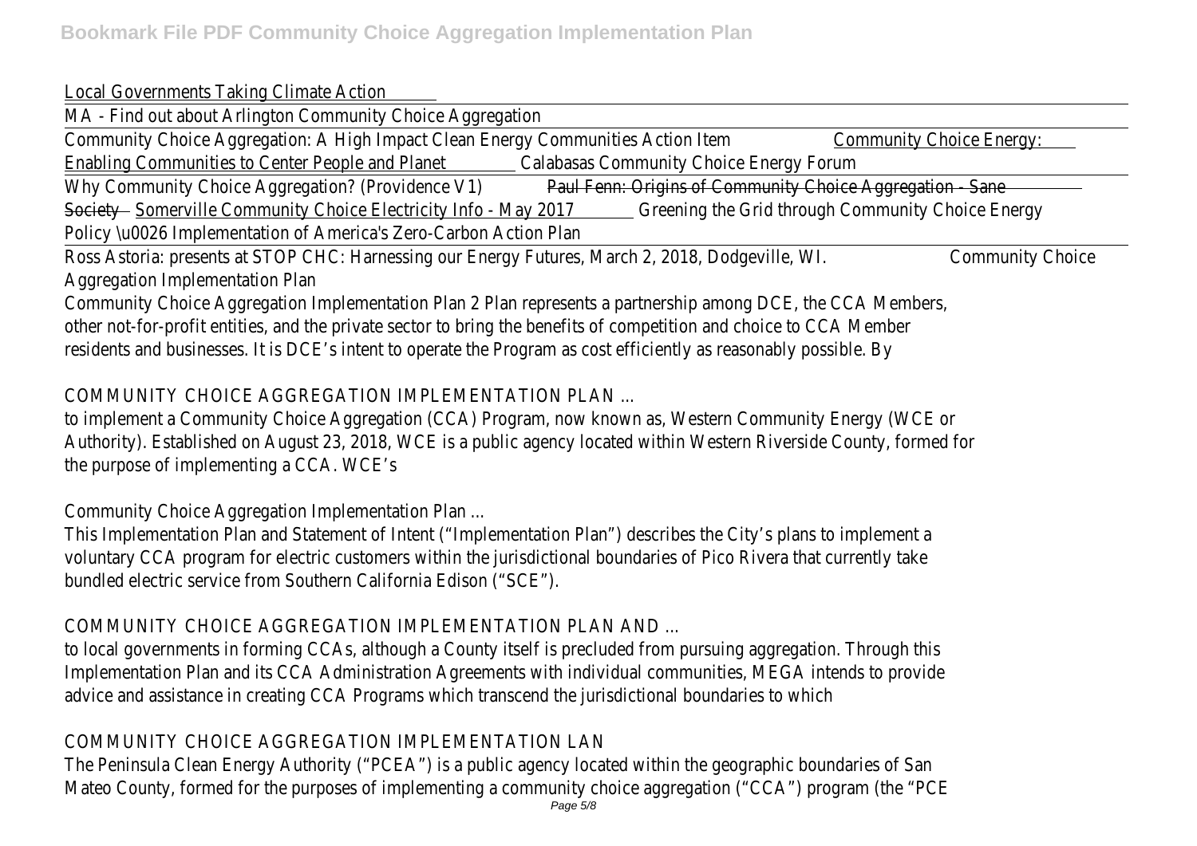Local Governments Taking Climate Action

MA - Find out about Arlington Community Choice Aggregation

Community Choice Aggregation: A High Impact Clean Energy Communities Action Item Community Choice Energy: Enabling Communities to Center People and Planet Calabasas Community Choice Energy Forum

Why Community Choice Aggregation? (Providence V1) ~~Paul Fenn: Origins of Community Choice Aggregation - Sane Society~~ Somerville Community Choice Electricity Info - May 2017 Greening the Grid through Community Choice Energy Policy \u0026 Implementation of America's Zero-Carbon Action Plan

Ross Astoria: presents at STOP CHC: Harnessing our Energy Futures, March 2, 2018, Dodgeville, WI. Community Choice Aggregation Implementation Plan

Community Choice Aggregation Implementation Plan 2 Plan represents a partnership among DCE, the CCA Members, other not-for-profit entities, and the private sector to bring the benefits of competition and choice to CCA Member residents and businesses. It is DCE's intent to operate the Program as cost efficiently as reasonably possible. By

COMMUNITY CHOICE AGGREGATION IMPLEMENTATION PLAN ...

to implement a Community Choice Aggregation (CCA) Program, now known as, Western Community Energy (WCE or Authority). Established on August 23, 2018, WCE is a public agency located within Western Riverside County, formed for the purpose of implementing a CCA. WCE's

Community Choice Aggregation Implementation Plan ...

This Implementation Plan and Statement of Intent ("Implementation Plan") describes the City's plans to implement a voluntary CCA program for electric customers within the jurisdictional boundaries of Pico Rivera that currently take bundled electric service from Southern California Edison ("SCE").

COMMUNITY CHOICE AGGREGATION IMPLEMENTATION PLAN AND ...

to local governments in forming CCAs, although a County itself is precluded from pursuing aggregation. Through this Implementation Plan and its CCA Administration Agreements with individual communities, MEGA intends to provide advice and assistance in creating CCA Programs which transcend the jurisdictional boundaries to which

COMMUNITY CHOICE AGGREGATION IMPLEMENTATION LAN

The Peninsula Clean Energy Authority ("PCEA") is a public agency located within the geographic boundaries of San Mateo County, formed for the purposes of implementing a community choice aggregation ("CCA") program (the "PCE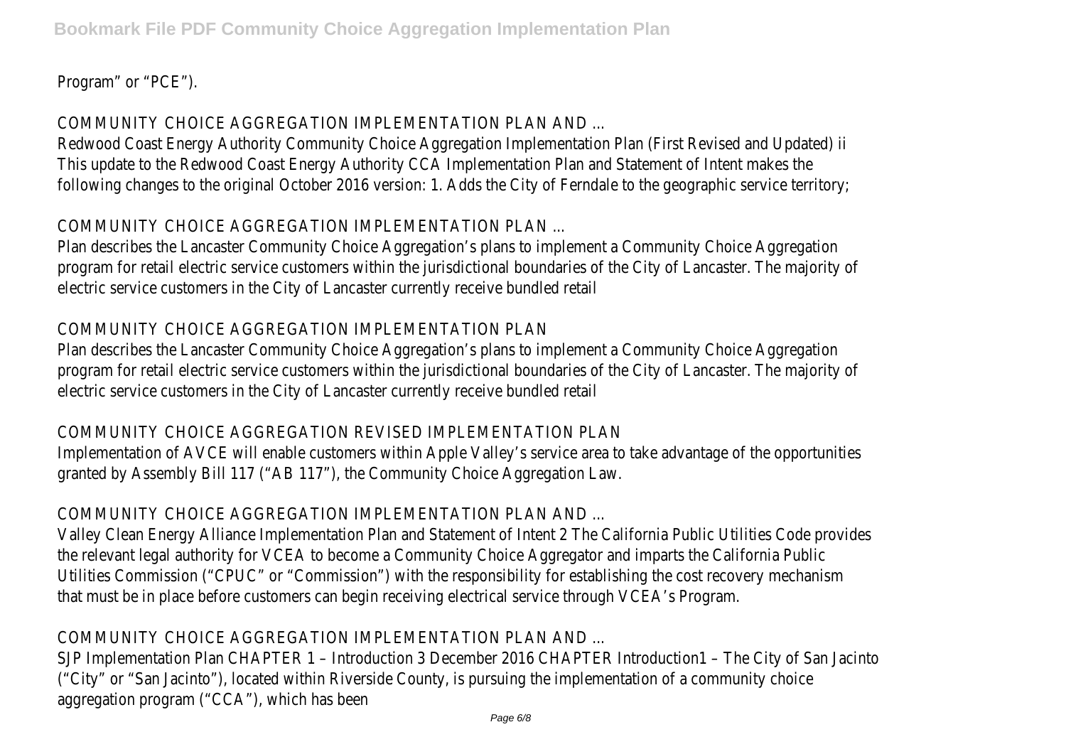Program" or "PCE").

COMMUNITY CHOICE AGGREGATION IMPLEMENTATION PLAN AND ...

Redwood Coast Energy Authority Community Choice Aggregation Implementation Plan (First Revised and Updated) ii This update to the Redwood Coast Energy Authority CCA Implementation Plan and Statement of Intent makes the following changes to the original October 2016 version: 1. Adds the City of Ferndale to the geographic service territory;

COMMUNITY CHOICE AGGREGATION IMPLEMENTATION PLAN ...

Plan describes the Lancaster Community Choice Aggregation's plans to implement a Community Choice Aggregation program for retail electric service customers within the jurisdictional boundaries of the City of Lancaster. The majority of electric service customers in the City of Lancaster currently receive bundled retail

COMMUNITY CHOICE AGGREGATION IMPLEMENTATION PLAN

Plan describes the Lancaster Community Choice Aggregation's plans to implement a Community Choice Aggregation program for retail electric service customers within the jurisdictional boundaries of the City of Lancaster. The majority of electric service customers in the City of Lancaster currently receive bundled retail

COMMUNITY CHOICE AGGREGATION REVISED IMPLEMENTATION PLAN

Implementation of AVCE will enable customers within Apple Valley's service area to take advantage of the opportunities granted by Assembly Bill 117 ("AB 117"), the Community Choice Aggregation Law.

COMMUNITY CHOICE AGGREGATION IMPLEMENTATION PLAN AND ...

Valley Clean Energy Alliance Implementation Plan and Statement of Intent 2 The California Public Utilities Code provides the relevant legal authority for VCEA to become a Community Choice Aggregator and imparts the California Public Utilities Commission ("CPUC" or "Commission") with the responsibility for establishing the cost recovery mechanism that must be in place before customers can begin receiving electrical service through VCEA's Program.

COMMUNITY CHOICE AGGREGATION IMPLEMENTATION PLAN AND ...

SJP Implementation Plan CHAPTER 1 – Introduction 3 December 2016 CHAPTER Introduction1 – The City of San Jacinto ("City" or "San Jacinto"), located within Riverside County, is pursuing the implementation of a community choice aggregation program ("CCA"), which has been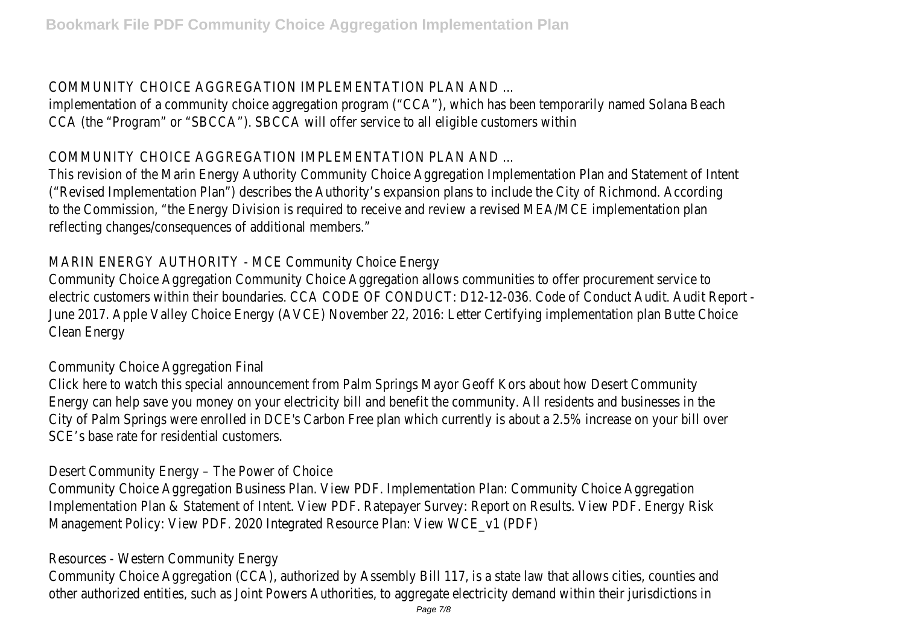COMMUNITY CHOICE AGGREGATION IMPLEMENTATION PLAN AND ...

implementation of a community choice aggregation program ("CCA"), which has been temporarily named Solana Beach CCA (the "Program" or "SBCCA"). SBCCA will offer service to all eligible customers within

COMMUNITY CHOICE AGGREGATION IMPLEMENTATION PLAN AND ...

This revision of the Marin Energy Authority Community Choice Aggregation Implementation Plan and Statement of Intent ("Revised Implementation Plan") describes the Authority's expansion plans to include the City of Richmond. According to the Commission, "the Energy Division is required to receive and review a revised MEA/MCE implementation plan reflecting changes/consequences of additional members."

MARIN ENERGY AUTHORITY - MCE Community Choice Energy

Community Choice Aggregation Community Choice Aggregation allows communities to offer procurement service to electric customers within their boundaries. CCA CODE OF CONDUCT: D12-12-036. Code of Conduct Audit. Audit Report - June 2017. Apple Valley Choice Energy (AVCE) November 22, 2016: Letter Certifying implementation plan Butte Choice Clean Energy

Community Choice Aggregation Final

Click here to watch this special announcement from Palm Springs Mayor Geoff Kors about how Desert Community Energy can help save you money on your electricity bill and benefit the community. All residents and businesses in the City of Palm Springs were enrolled in DCE's Carbon Free plan which currently is about a 2.5% increase on your bill over SCE's base rate for residential customers.

Desert Community Energy – The Power of Choice

Community Choice Aggregation Business Plan. View PDF. Implementation Plan: Community Choice Aggregation Implementation Plan & Statement of Intent. View PDF. Ratepayer Survey: Report on Results. View PDF. Energy Risk Management Policy: View PDF. 2020 Integrated Resource Plan: View WCE_v1 (PDF)

Resources - Western Community Energy

Community Choice Aggregation (CCA), authorized by Assembly Bill 117, is a state law that allows cities, counties and other authorized entities, such as Joint Powers Authorities, to aggregate electricity demand within their jurisdictions in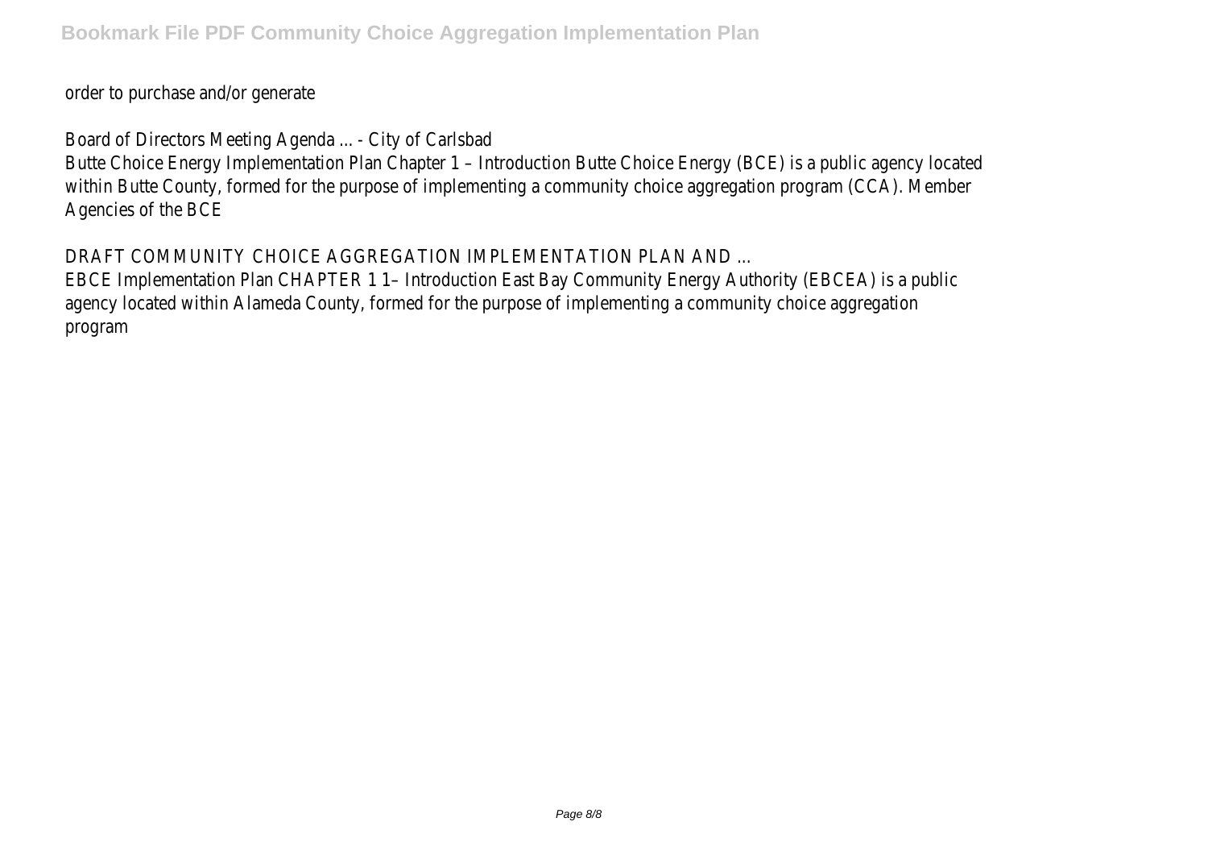order to purchase and/or generate

Board of Directors Meeting Agenda ... - City of Carlsbad

Butte Choice Energy Implementation Plan Chapter 1 – Introduction Butte Choice Energy (BCE) is a public agency located within Butte County, formed for the purpose of implementing a community choice aggregation program (CCA). Member Agencies of the BCE

DRAFT COMMUNITY CHOICE AGGREGATION IMPLEMENTATION PLAN AND ...

EBCE Implementation Plan CHAPTER 1 1– Introduction East Bay Community Energy Authority (EBCEA) is a public agency located within Alameda County, formed for the purpose of implementing a community choice aggregation program